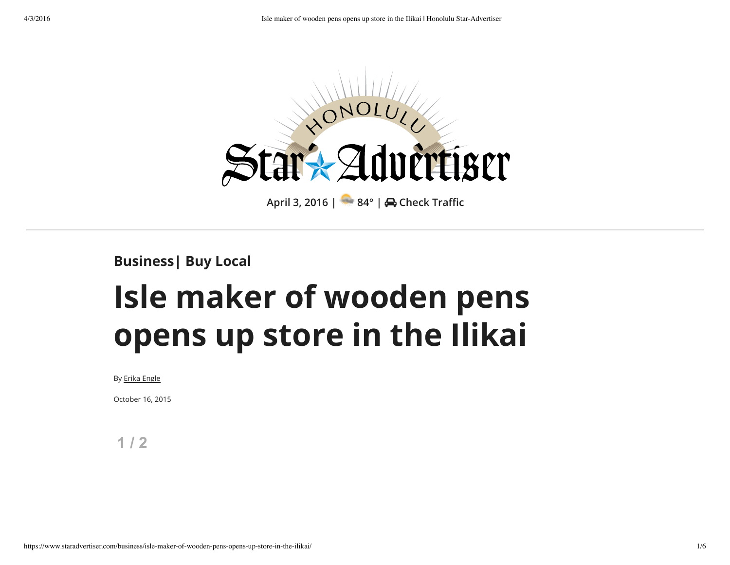Honolulu Star-Advertiser

April 3, 2016 | 84° | Check Traffic

**Business| Buy Local**

# Isle maker of wooden pens opens up store in the Ilikai

By Erika Engle

October 16, 2015

1 / 2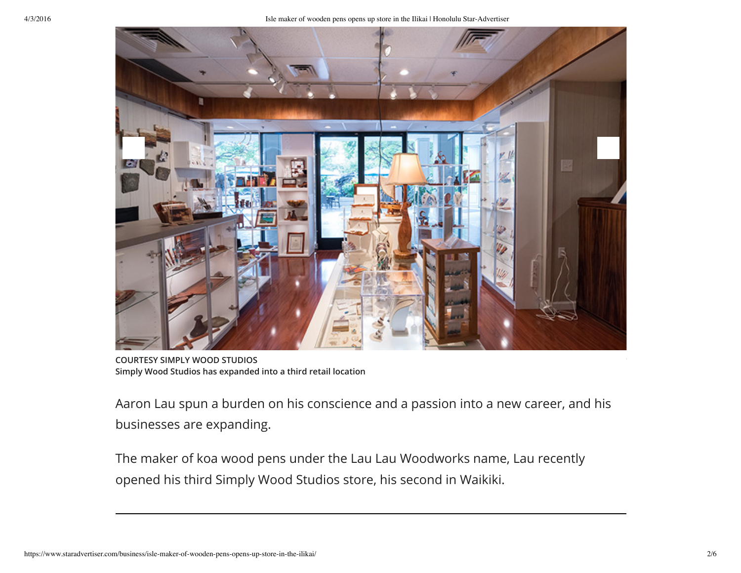COURTESY SIMPLY WOOD STUDIOS
**Simply Wood Studios has expanded into a third retail location**

Aaron Lau spun a burden on his conscience and a passion into a new career, and his businesses are expanding.

The maker of koa wood pens under the Lau Lau Woodworks name, Lau recently opened his third Simply Wood Studios store, his second in Waikiki.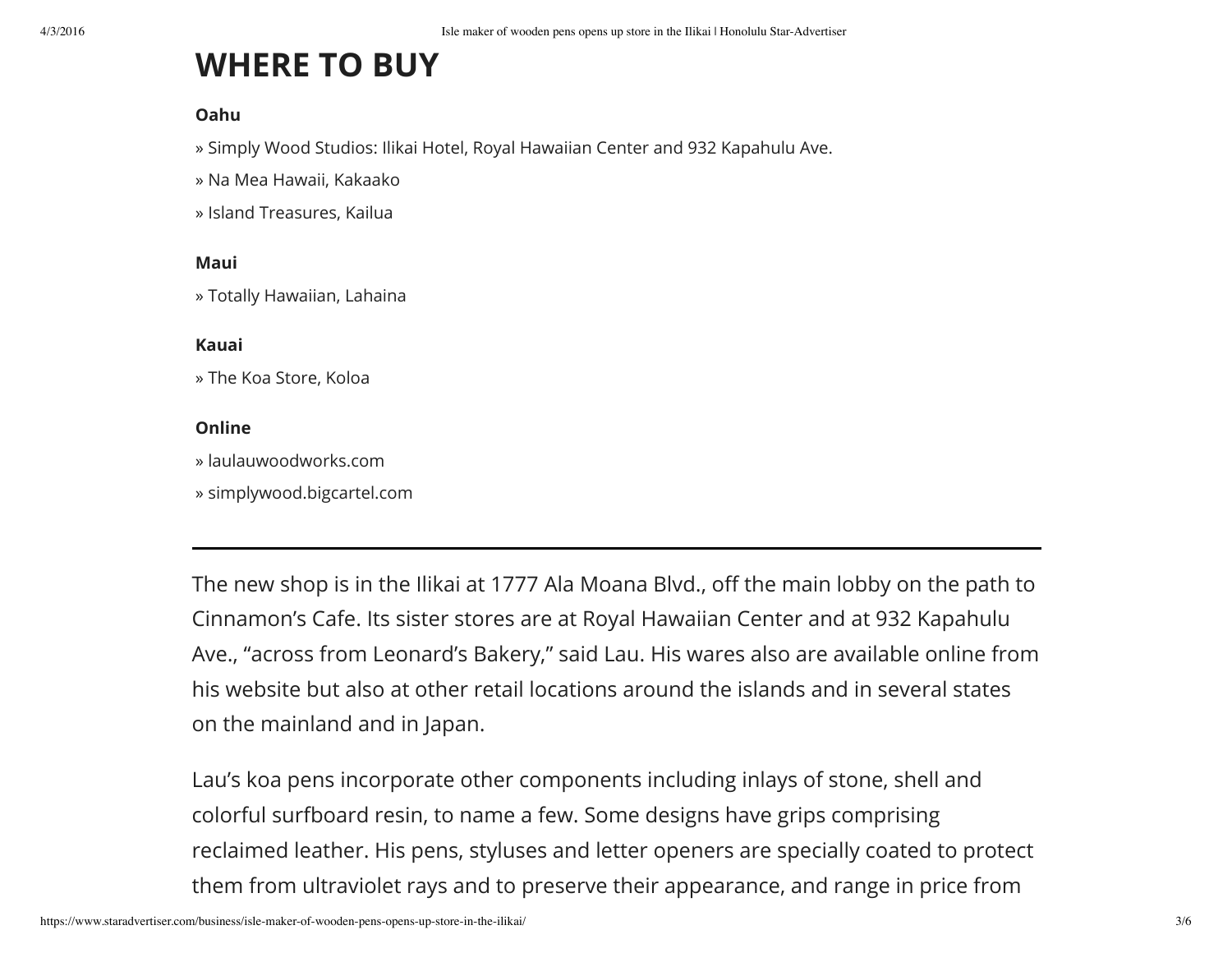# WHERE TO BUY

**Oahu**

» Simply Wood Studios: Ilikai Hotel, Royal Hawaiian Center and 932 Kapahulu Ave.

» Na Mea Hawaii, Kakaako

» Island Treasures, Kailua

**Maui**

» Totally Hawaiian, Lahaina

**Kauai**

» The Koa Store, Koloa

**Online**

» laulauwoodworks.com

» simplywood.bigcartel.com

---

The new shop is in the Ilikai at 1777 Ala Moana Blvd., off the main lobby on the path to Cinnamon's Cafe. Its sister stores are at Royal Hawaiian Center and at 932 Kapahulu Ave., "across from Leonard's Bakery," said Lau. His wares also are available online from his website but also at other retail locations around the islands and in several states on the mainland and in Japan.

Lau's koa pens incorporate other components including inlays of stone, shell and colorful surfboard resin, to name a few. Some designs have grips comprising reclaimed leather. His pens, styluses and letter openers are specially coated to protect them from ultraviolet rays and to preserve their appearance, and range in price from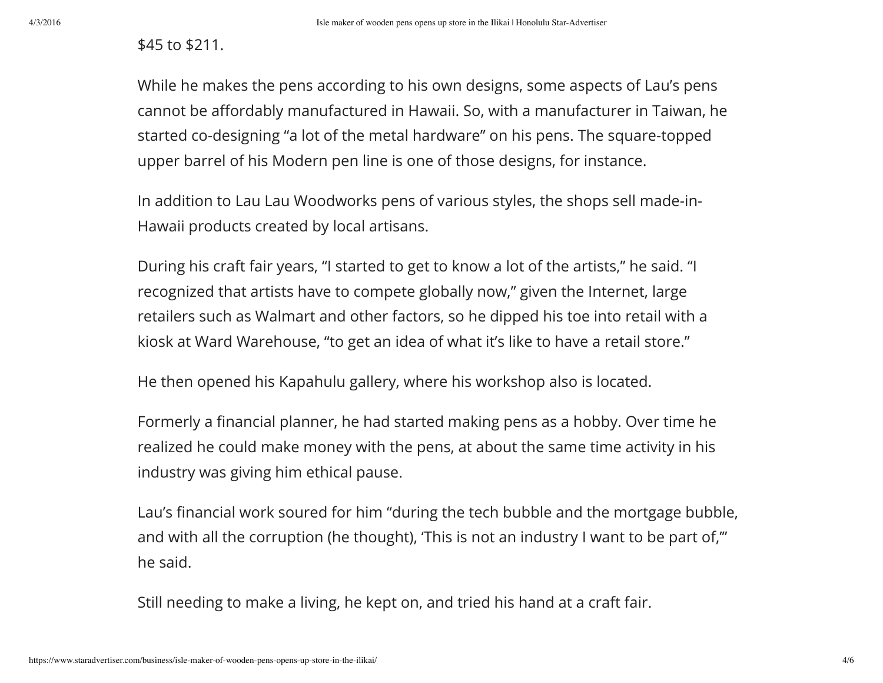$45 to $211.

While he makes the pens according to his own designs, some aspects of Lau's pens cannot be affordably manufactured in Hawaii. So, with a manufacturer in Taiwan, he started co-designing "a lot of the metal hardware" on his pens. The square-topped upper barrel of his Modern pen line is one of those designs, for instance.

In addition to Lau Lau Woodworks pens of various styles, the shops sell made-in-Hawaii products created by local artisans.

During his craft fair years, "I started to get to know a lot of the artists," he said. "I recognized that artists have to compete globally now," given the Internet, large retailers such as Walmart and other factors, so he dipped his toe into retail with a kiosk at Ward Warehouse, "to get an idea of what it's like to have a retail store."

He then opened his Kapahulu gallery, where his workshop also is located.

Formerly a financial planner, he had started making pens as a hobby. Over time he realized he could make money with the pens, at about the same time activity in his industry was giving him ethical pause.

Lau's financial work soured for him "during the tech bubble and the mortgage bubble, and with all the corruption (he thought), 'This is not an industry I want to be part of,'" he said.

Still needing to make a living, he kept on, and tried his hand at a craft fair.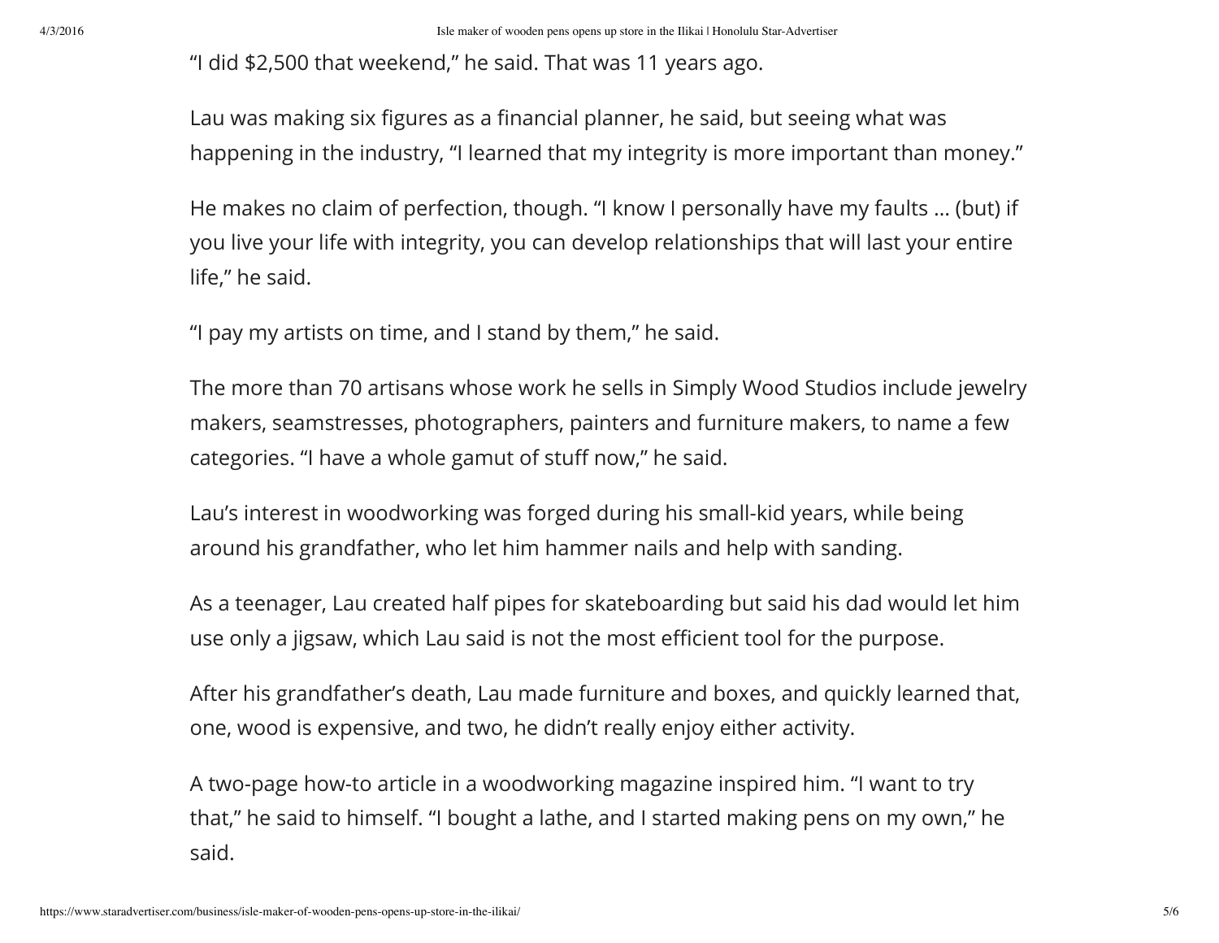“I did $2,500 that weekend,” he said. That was 11 years ago.

Lau was making six figures as a financial planner, he said, but seeing what was happening in the industry, “I learned that my integrity is more important than money.”

He makes no claim of perfection, though. “I know I personally have my faults … (but) if you live your life with integrity, you can develop relationships that will last your entire life,” he said.

“I pay my artists on time, and I stand by them,” he said.

The more than 70 artisans whose work he sells in Simply Wood Studios include jewelry makers, seamstresses, photographers, painters and furniture makers, to name a few categories. “I have a whole gamut of stuff now,” he said.

Lau’s interest in woodworking was forged during his small-kid years, while being around his grandfather, who let him hammer nails and help with sanding.

As a teenager, Lau created half pipes for skateboarding but said his dad would let him use only a jigsaw, which Lau said is not the most efficient tool for the purpose.

After his grandfather’s death, Lau made furniture and boxes, and quickly learned that, one, wood is expensive, and two, he didn’t really enjoy either activity.

A two-page how-to article in a woodworking magazine inspired him. “I want to try that,” he said to himself. “I bought a lathe, and I started making pens on my own,” he said.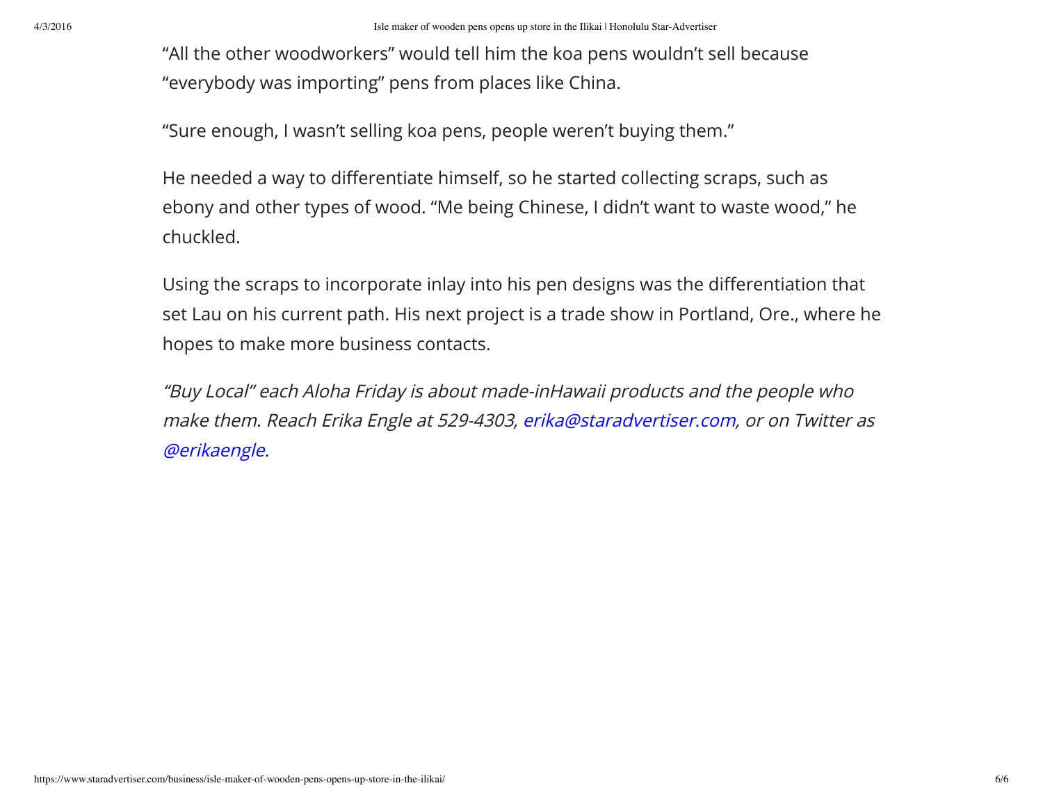"All the other woodworkers" would tell him the koa pens wouldn't sell because "everybody was importing" pens from places like China.

"Sure enough, I wasn't selling koa pens, people weren't buying them."

He needed a way to differentiate himself, so he started collecting scraps, such as ebony and other types of wood. "Me being Chinese, I didn't want to waste wood," he chuckled.

Using the scraps to incorporate inlay into his pen designs was the differentiation that set Lau on his current path. His next project is a trade show in Portland, Ore., where he hopes to make more business contacts.

*"Buy Local" each Aloha Friday is about made-inHawaii products and the people who make them. Reach Erika Engle at 529-4303, erika@staradvertiser.com, or on Twitter as @erikaengle.*